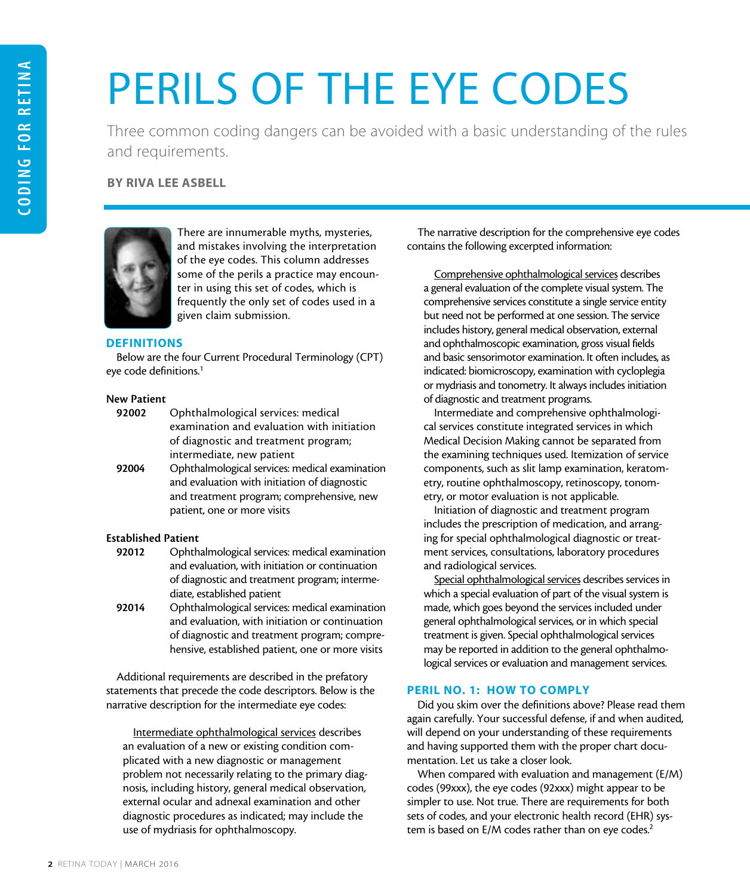# PERILS OF THE EYE CODES

Three common coding dangers can be avoided with a basic understanding of the rules and requirements.

**BY RIVA LEE ASBELL**

There are innumerable myths, mysteries, and mistakes involving the interpretation of the eye codes. This column addresses some of the perils a practice may encounter in using this set of codes, which is frequently the only set of codes used in a given claim submission.

## DEFINITIONS

Below are the four Current Procedural Terminology (CPT) eye code definitions.[1]

**New Patient**

**92002** Ophthalmological services: medical examination and evaluation with initiation of diagnostic and treatment program; intermediate, new patient

**92004** Ophthalmological services: medical examination and evaluation with initiation of diagnostic and treatment program; comprehensive, new patient, one or more visits

**Established Patient**

**92012** Ophthalmological services: medical examination and evaluation, with initiation or continuation of diagnostic and treatment program; intermediate, established patient

**92014** Ophthalmological services: medical examination and evaluation, with initiation or continuation of diagnostic and treatment program; comprehensive, established patient, one or more visits

Additional requirements are described in the prefatory statements that precede the code descriptors. Below is the narrative description for the intermediate eye codes:

> Intermediate ophthalmological services describes an evaluation of a new or existing condition complicated with a new diagnostic or management problem not necessarily relating to the primary diagnosis, including history, general medical observation, external ocular and adnexal examination and other diagnostic procedures as indicated; may include the use of mydriasis for ophthalmoscopy.

The narrative description for the comprehensive eye codes contains the following excerpted information:

> Comprehensive ophthalmological services describes a general evaluation of the complete visual system. The comprehensive services constitute a single service entity but need not be performed at one session. The service includes history, general medical observation, external and ophthalmoscopic examination, gross visual fields and basic sensorimotor examination. It often includes, as indicated: biomicroscopy, examination with cycloplegia or mydriasis and tonometry. It always includes initiation of diagnostic and treatment programs.
>
> Intermediate and comprehensive ophthalmological services constitute integrated services in which Medical Decision Making cannot be separated from the examining techniques used. Itemization of service components, such as slit lamp examination, keratometry, routine ophthalmoscopy, retinoscopy, tonometry, or motor evaluation is not applicable.
>
> Initiation of diagnostic and treatment program includes the prescription of medication, and arranging for special ophthalmological diagnostic or treatment services, consultations, laboratory procedures and radiological services.
>
> Special ophthalmological services describes services in which a special evaluation of part of the visual system is made, which goes beyond the services included under general ophthalmological services, or in which special treatment is given. Special ophthalmological services may be reported in addition to the general ophthalmological services or evaluation and management services.

## PERIL NO. 1: HOW TO COMPLY

Did you skim over the definitions above? Please read them again carefully. Your successful defense, if and when audited, will depend on your understanding of these requirements and having supported them with the proper chart documentation. Let us take a closer look.

When compared with evaluation and management (E/M) codes (99xxx), the eye codes (92xxx) might appear to be simpler to use. Not true. There are requirements for both sets of codes, and your electronic health record (EHR) system is based on E/M codes rather than on eye codes.[2]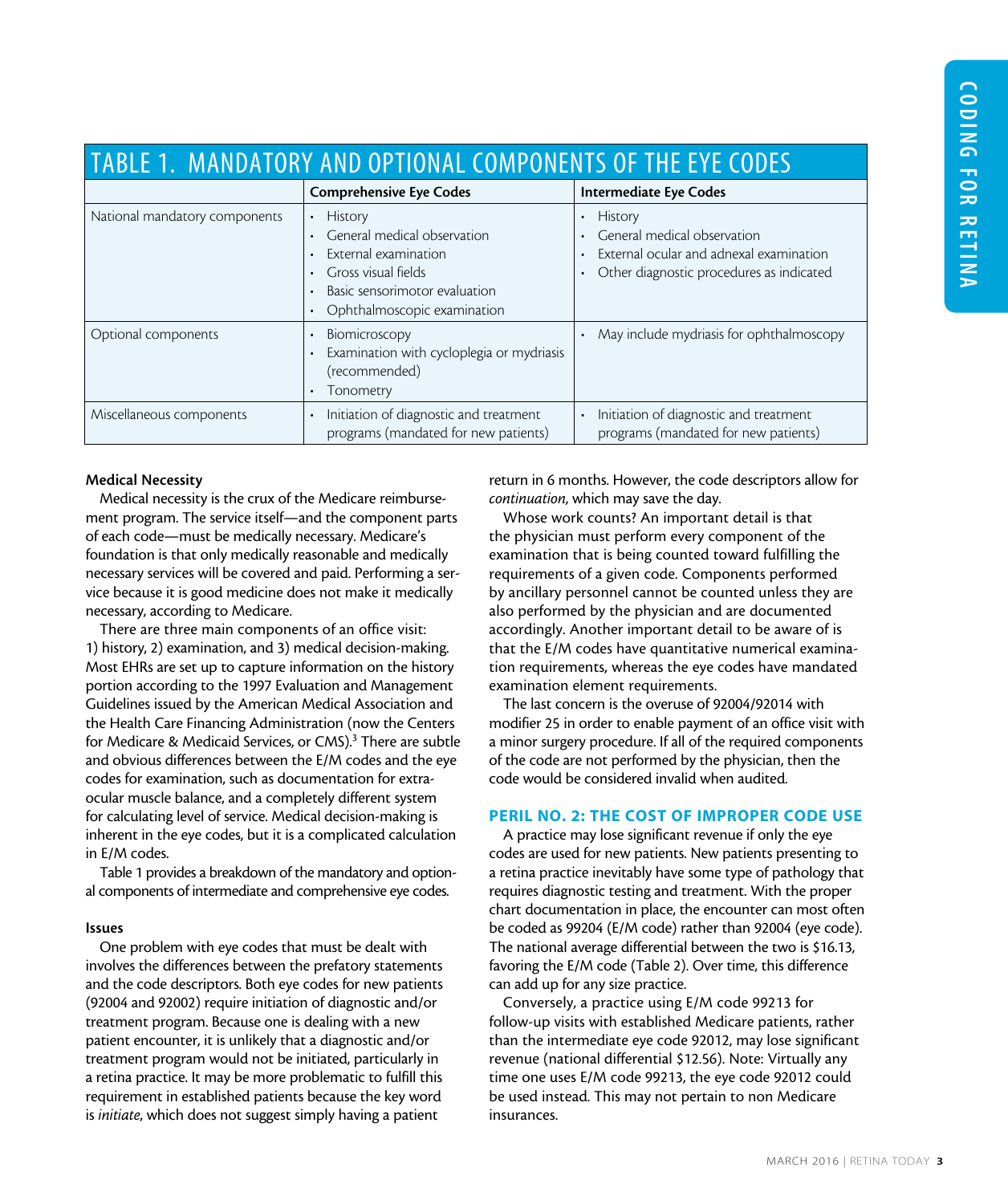## TABLE 1. MANDATORY AND OPTIONAL COMPONENTS OF THE EYE CODES

| | Comprehensive Eye Codes | Intermediate Eye Codes |
|---|---|---|
| National mandatory components | • History<br>• General medical observation<br>• External examination<br>• Gross visual fields<br>• Basic sensorimotor evaluation<br>• Ophthalmoscopic examination | • History<br>• General medical observation<br>• External ocular and adnexal examination<br>• Other diagnostic procedures as indicated |
| Optional components | • Biomicroscopy<br>• Examination with cycloplegia or mydriasis (recommended)<br>• Tonometry | • May include mydriasis for ophthalmoscopy |
| Miscellaneous components | • Initiation of diagnostic and treatment programs (mandated for new patients) | • Initiation of diagnostic and treatment programs (mandated for new patients) |

**Medical Necessity**

Medical necessity is the crux of the Medicare reimbursement program. The service itself—and the component parts of each code—must be medically necessary. Medicare's foundation is that only medically reasonable and medically necessary services will be covered and paid. Performing a service because it is good medicine does not make it medically necessary, according to Medicare.

There are three main components of an office visit: 1) history, 2) examination, and 3) medical decision-making. Most EHRs are set up to capture information on the history portion according to the 1997 Evaluation and Management Guidelines issued by the American Medical Association and the Health Care Financing Administration (now the Centers for Medicare & Medicaid Services, or CMS).[3] There are subtle and obvious differences between the E/M codes and the eye codes for examination, such as documentation for extraocular muscle balance, and a completely different system for calculating level of service. Medical decision-making is inherent in the eye codes, but it is a complicated calculation in E/M codes.

Table 1 provides a breakdown of the mandatory and optional components of intermediate and comprehensive eye codes.

**Issues**

One problem with eye codes that must be dealt with involves the differences between the prefatory statements and the code descriptors. Both eye codes for new patients (92004 and 92002) require initiation of diagnostic and/or treatment program. Because one is dealing with a new patient encounter, it is unlikely that a diagnostic and/or treatment program would not be initiated, particularly in a retina practice. It may be more problematic to fulfill this requirement in established patients because the key word is *initiate*, which does not suggest simply having a patient return in 6 months. However, the code descriptors allow for *continuation*, which may save the day.

Whose work counts? An important detail is that the physician must perform every component of the examination that is being counted toward fulfilling the requirements of a given code. Components performed by ancillary personnel cannot be counted unless they are also performed by the physician and are documented accordingly. Another important detail to be aware of is that the E/M codes have quantitative numerical examination requirements, whereas the eye codes have mandated examination element requirements.

The last concern is the overuse of 92004/92014 with modifier 25 in order to enable payment of an office visit with a minor surgery procedure. If all of the required components of the code are not performed by the physician, then the code would be considered invalid when audited.

### PERIL NO. 2: THE COST OF IMPROPER CODE USE

A practice may lose significant revenue if only the eye codes are used for new patients. New patients presenting to a retina practice inevitably have some type of pathology that requires diagnostic testing and treatment. With the proper chart documentation in place, the encounter can most often be coded as 99204 (E/M code) rather than 92004 (eye code). The national average differential between the two is $16.13, favoring the E/M code (Table 2). Over time, this difference can add up for any size practice.

Conversely, a practice using E/M code 99213 for follow-up visits with established Medicare patients, rather than the intermediate eye code 92012, may lose significant revenue (national differential $12.56). Note: Virtually any time one uses E/M code 99213, the eye code 92012 could be used instead. This may not pertain to non Medicare insurances.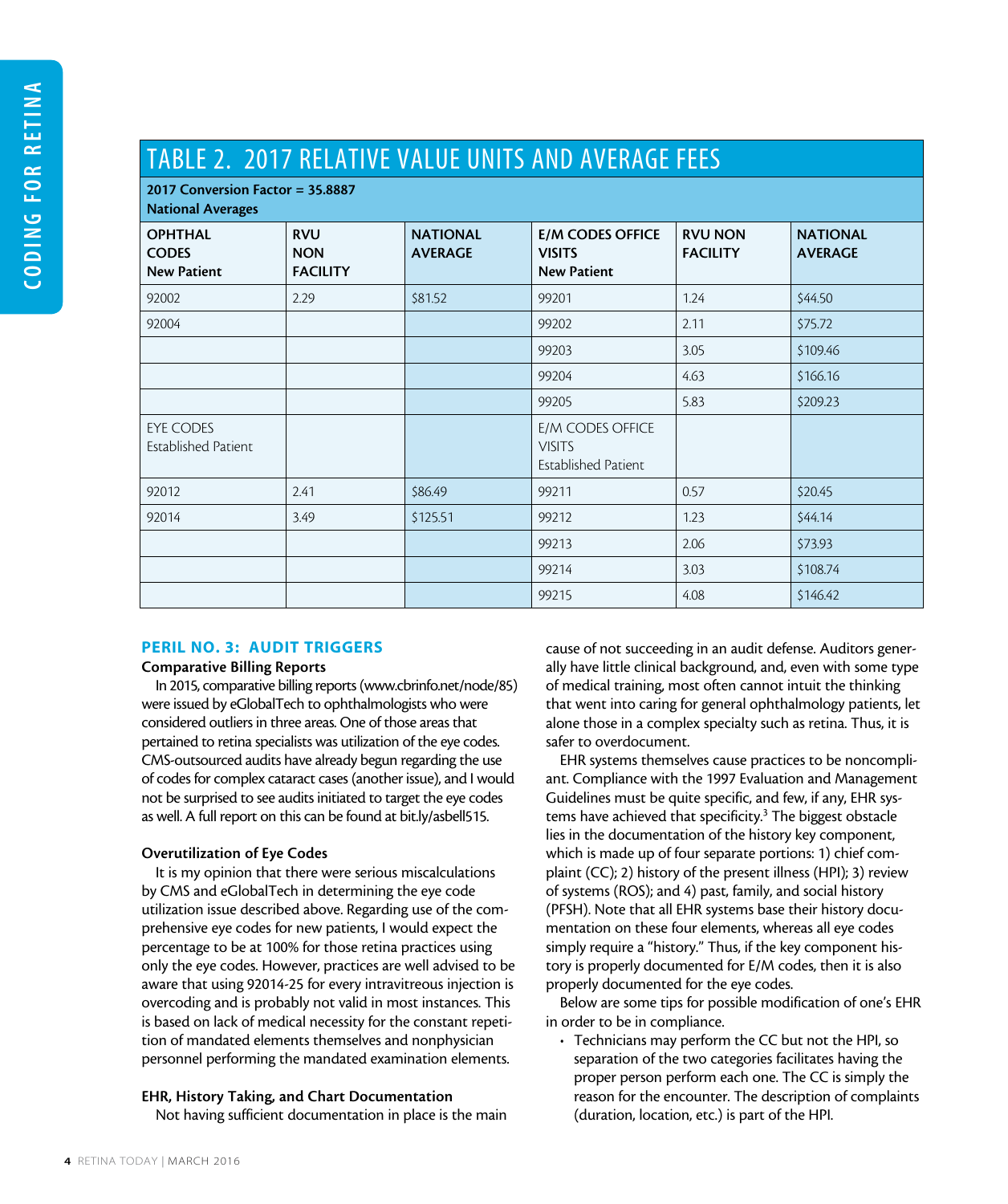## TABLE 2. 2017 RELATIVE VALUE UNITS AND AVERAGE FEES

**2017 Conversion Factor = 35.8887**
**National Averages**

| OPHTHAL CODES New Patient | RVU NON FACILITY | NATIONAL AVERAGE | E/M CODES OFFICE VISITS New Patient | RVU NON FACILITY | NATIONAL AVERAGE |
|---|---|---|---|---|---|
| 92002 | 2.29 | $81.52 | 99201 | 1.24 | $44.50 |
| 92004 | | | 99202 | 2.11 | $75.72 |
| | | | 99203 | 3.05 | $109.46 |
| | | | 99204 | 4.63 | $166.16 |
| | | | 99205 | 5.83 | $209.23 |
| EYE CODES Established Patient | | | E/M CODES OFFICE VISITS Established Patient | | |
| 92012 | 2.41 | $86.49 | 99211 | 0.57 | $20.45 |
| 92014 | 3.49 | $125.51 | 99212 | 1.23 | $44.14 |
| | | | 99213 | 2.06 | $73.93 |
| | | | 99214 | 3.03 | $108.74 |
| | | | 99215 | 4.08 | $146.42 |

## PERIL NO. 3: AUDIT TRIGGERS

### Comparative Billing Reports

In 2015, comparative billing reports (www.cbrinfo.net/node/85) were issued by eGlobalTech to ophthalmologists who were considered outliers in three areas. One of those areas that pertained to retina specialists was utilization of the eye codes. CMS-outsourced audits have already begun regarding the use of codes for complex cataract cases (another issue), and I would not be surprised to see audits initiated to target the eye codes as well. A full report on this can be found at bit.ly/asbell515.

### Overutilization of Eye Codes

It is my opinion that there were serious miscalculations by CMS and eGlobalTech in determining the eye code utilization issue described above. Regarding use of the comprehensive eye codes for new patients, I would expect the percentage to be at 100% for those retina practices using only the eye codes. However, practices are well advised to be aware that using 92014-25 for every intravitreous injection is overcoding and is probably not valid in most instances. This is based on lack of medical necessity for the constant repetition of mandated elements themselves and nonphysician personnel performing the mandated examination elements.

### EHR, History Taking, and Chart Documentation

Not having sufficient documentation in place is the main cause of not succeeding in an audit defense. Auditors generally have little clinical background, and, even with some type of medical training, most often cannot intuit the thinking that went into caring for general ophthalmology patients, let alone those in a complex specialty such as retina. Thus, it is safer to overdocument.

EHR systems themselves cause practices to be noncompliant. Compliance with the 1997 Evaluation and Management Guidelines must be quite specific, and few, if any, EHR systems have achieved that specificity.[3] The biggest obstacle lies in the documentation of the history key component, which is made up of four separate portions: 1) chief complaint (CC); 2) history of the present illness (HPI); 3) review of systems (ROS); and 4) past, family, and social history (PFSH). Note that all EHR systems base their history documentation on these four elements, whereas all eye codes simply require a "history." Thus, if the key component history is properly documented for E/M codes, then it is also properly documented for the eye codes.

Below are some tips for possible modification of one's EHR in order to be in compliance.

- Technicians may perform the CC but not the HPI, so separation of the two categories facilitates having the proper person perform each one. The CC is simply the reason for the encounter. The description of complaints (duration, location, etc.) is part of the HPI.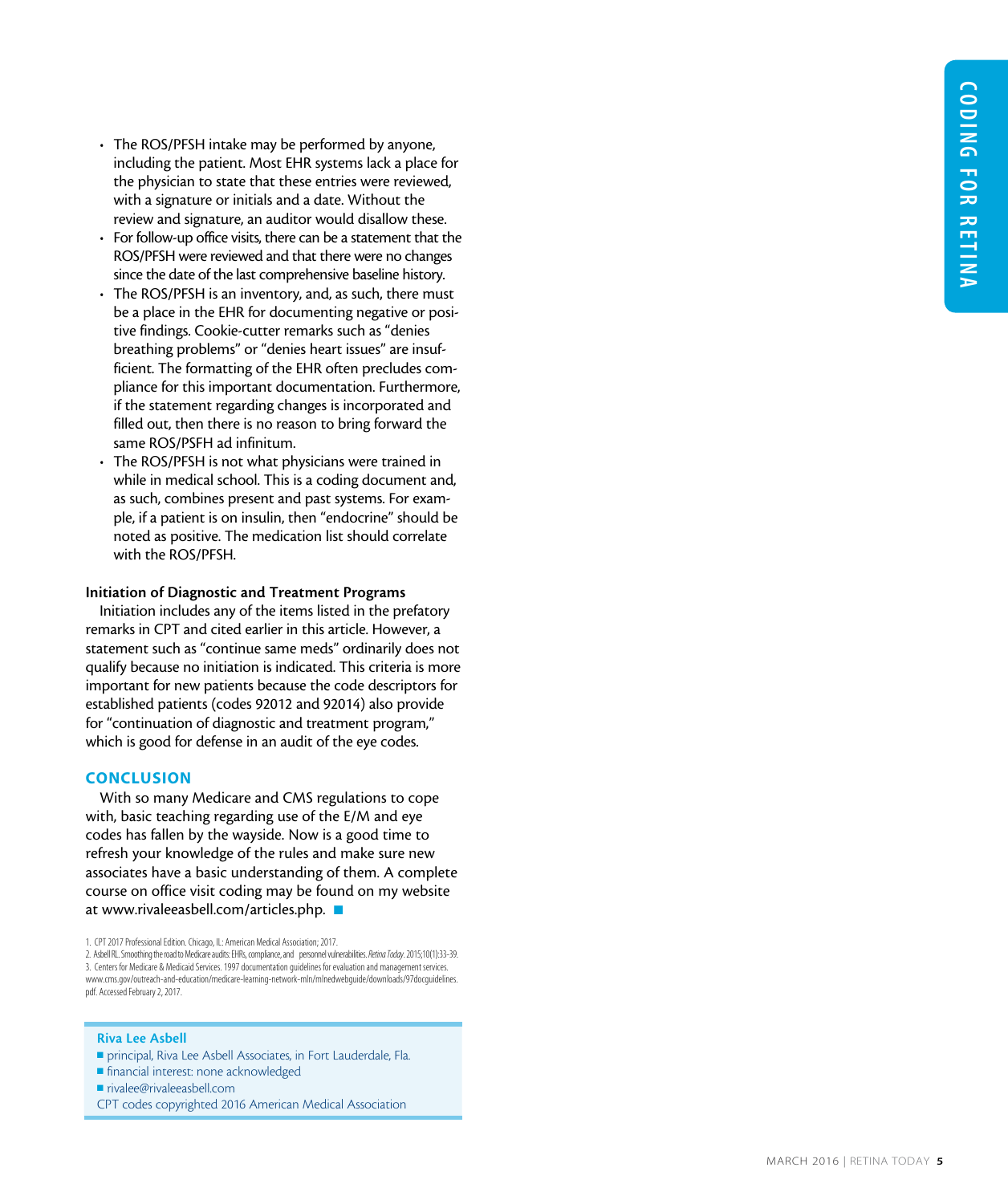- The ROS/PFSH intake may be performed by anyone, including the patient. Most EHR systems lack a place for the physician to state that these entries were reviewed, with a signature or initials and a date. Without the review and signature, an auditor would disallow these.
- For follow-up office visits, there can be a statement that the ROS/PFSH were reviewed and that there were no changes since the date of the last comprehensive baseline history.
- The ROS/PFSH is an inventory, and, as such, there must be a place in the EHR for documenting negative or positive findings. Cookie-cutter remarks such as "denies breathing problems" or "denies heart issues" are insufficient. The formatting of the EHR often precludes compliance for this important documentation. Furthermore, if the statement regarding changes is incorporated and filled out, then there is no reason to bring forward the same ROS/PFSH ad infinitum.
- The ROS/PFSH is not what physicians were trained in while in medical school. This is a coding document and, as such, combines present and past systems. For example, if a patient is on insulin, then "endocrine" should be noted as positive. The medication list should correlate with the ROS/PFSH.

**Initiation of Diagnostic and Treatment Programs**

Initiation includes any of the items listed in the prefatory remarks in CPT and cited earlier in this article. However, a statement such as "continue same meds" ordinarily does not qualify because no initiation is indicated. This criteria is more important for new patients because the code descriptors for established patients (codes 92012 and 92014) also provide for "continuation of diagnostic and treatment program," which is good for defense in an audit of the eye codes.

## CONCLUSION

With so many Medicare and CMS regulations to cope with, basic teaching regarding use of the E/M and eye codes has fallen by the wayside. Now is a good time to refresh your knowledge of the rules and make sure new associates have a basic understanding of them. A complete course on office visit coding may be found on my website at www.rivaleeasbell.com/articles.php. ■

1. CPT 2017 Professional Edition. Chicago, IL: American Medical Association; 2017.
2. Asbell RL. Smoothing the road to Medicare audits: EHRs, compliance, and personnel vulnerabilities. *Retina Today*. 2015;10(1):33-39.
3. Centers for Medicare & Medicaid Services. 1997 documentation guidelines for evaluation and management services. www.cms.gov/outreach-and-education/medicare-learning-network-mln/mlnedwebguide/downloads/97docguidelines.pdf. Accessed February 2, 2017.

**Riva Lee Asbell**

- principal, Riva Lee Asbell Associates, in Fort Lauderdale, Fla.
- financial interest: none acknowledged
- rivalee@rivaleeasbell.com

CPT codes copyrighted 2016 American Medical Association